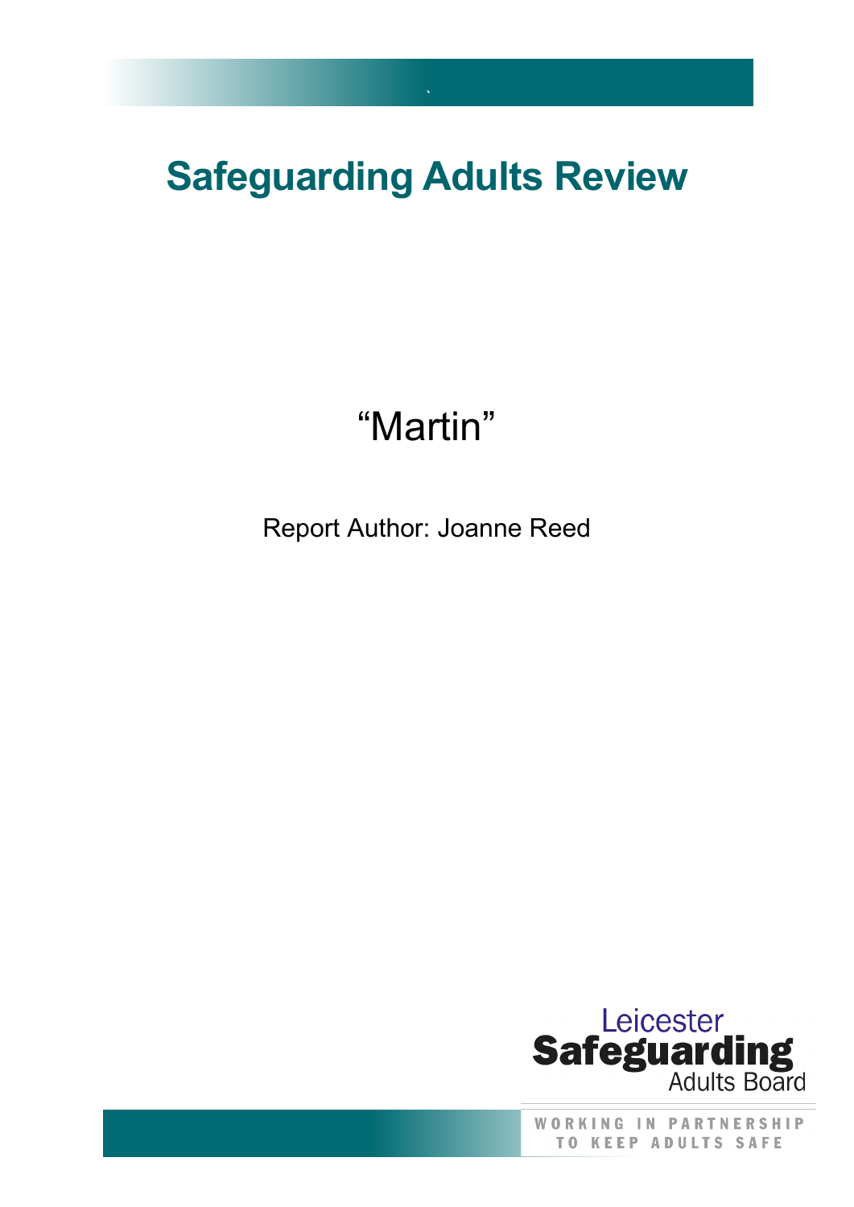# Safeguarding Adults Review

“Martin”

Report Author: Joanne Reed

Leicester Safeguarding Adults Board

WORKING IN PARTNERSHIP TO KEEP ADULTS SAFE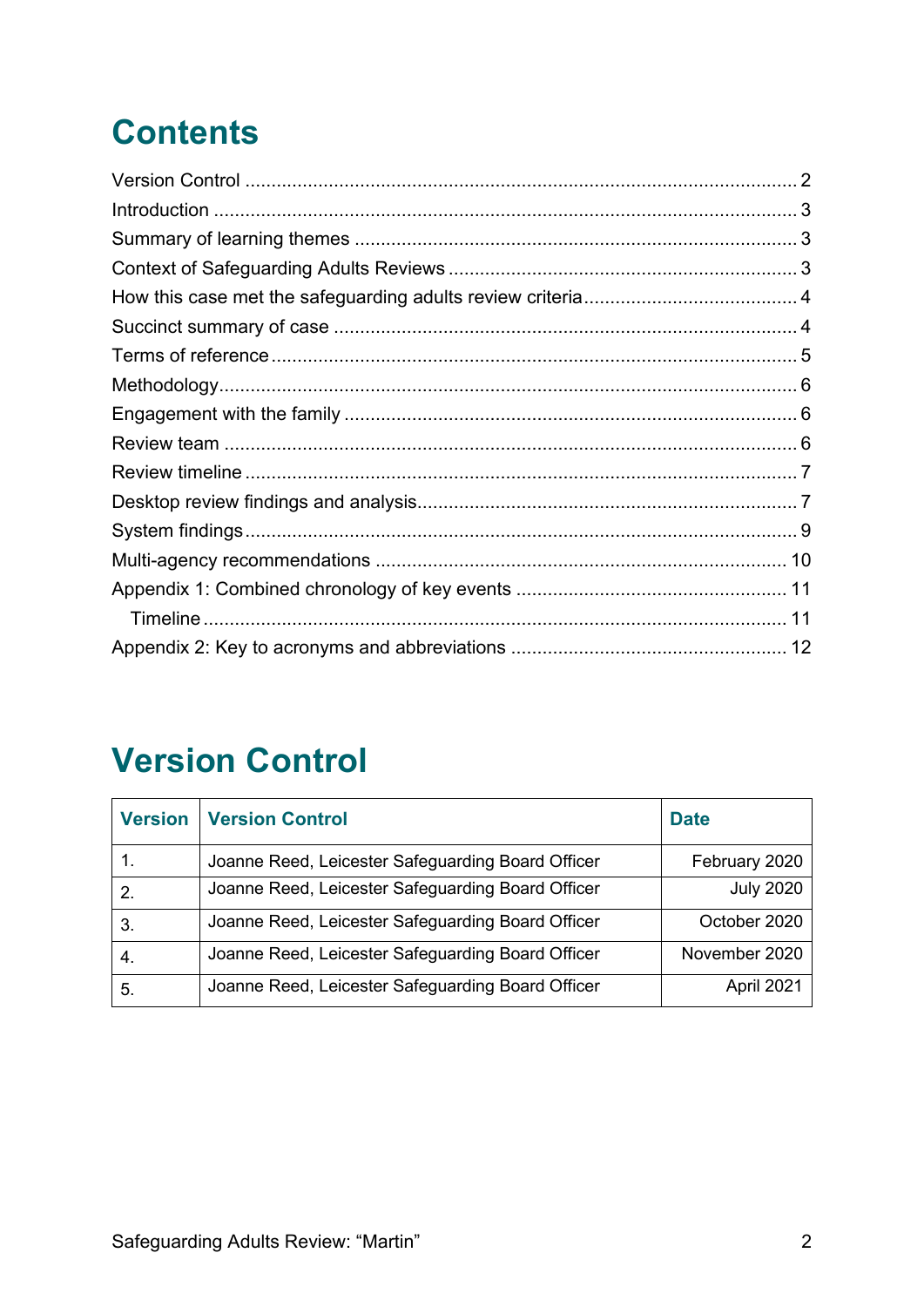# Contents

Version Control ........................................................................................................ 2
Introduction .............................................................................................................. 3
Summary of learning themes .................................................................................... 3
Context of Safeguarding Adults Reviews .................................................................. 3
How this case met the safeguarding adults review criteria ......................................... 4
Succinct summary of case ........................................................................................ 4
Terms of reference .................................................................................................... 5
Methodology .............................................................................................................. 6
Engagement with the family ...................................................................................... 6
Review team ............................................................................................................. 6
Review timeline ......................................................................................................... 7
Desktop review findings and analysis ........................................................................ 7
System findings ......................................................................................................... 9
Multi-agency recommendations .............................................................................. 10
Appendix 1: Combined chronology of key events .................................................... 11
    Timeline ............................................................................................................... 11
Appendix 2: Key to acronyms and abbreviations ..................................................... 12

# Version Control

| Version | Version Control | Date |
|---|---|---|
| 1. | Joanne Reed, Leicester Safeguarding Board Officer | February 2020 |
| 2. | Joanne Reed, Leicester Safeguarding Board Officer | July 2020 |
| 3. | Joanne Reed, Leicester Safeguarding Board Officer | October 2020 |
| 4. | Joanne Reed, Leicester Safeguarding Board Officer | November 2020 |
| 5. | Joanne Reed, Leicester Safeguarding Board Officer | April 2021 |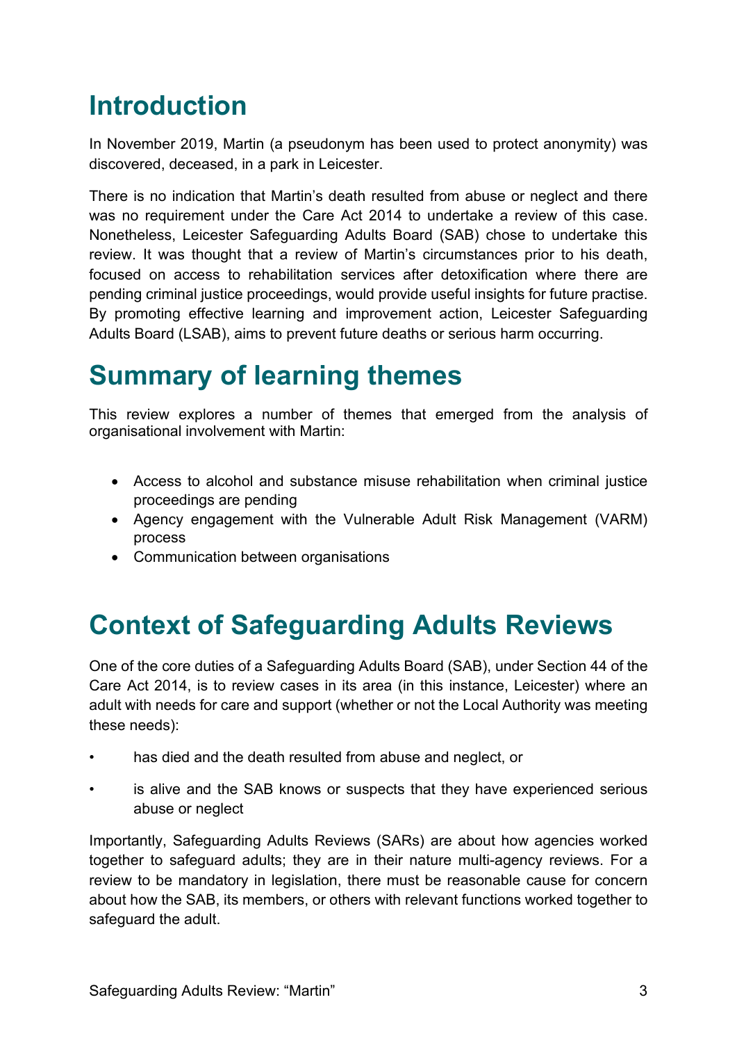# Introduction

In November 2019, Martin (a pseudonym has been used to protect anonymity) was discovered, deceased, in a park in Leicester.

There is no indication that Martin's death resulted from abuse or neglect and there was no requirement under the Care Act 2014 to undertake a review of this case. Nonetheless, Leicester Safeguarding Adults Board (SAB) chose to undertake this review. It was thought that a review of Martin's circumstances prior to his death, focused on access to rehabilitation services after detoxification where there are pending criminal justice proceedings, would provide useful insights for future practise. By promoting effective learning and improvement action, Leicester Safeguarding Adults Board (LSAB), aims to prevent future deaths or serious harm occurring.

# Summary of learning themes

This review explores a number of themes that emerged from the analysis of organisational involvement with Martin:

- Access to alcohol and substance misuse rehabilitation when criminal justice proceedings are pending
- Agency engagement with the Vulnerable Adult Risk Management (VARM) process
- Communication between organisations

# Context of Safeguarding Adults Reviews

One of the core duties of a Safeguarding Adults Board (SAB), under Section 44 of the Care Act 2014, is to review cases in its area (in this instance, Leicester) where an adult with needs for care and support (whether or not the Local Authority was meeting these needs):

- has died and the death resulted from abuse and neglect, or
- is alive and the SAB knows or suspects that they have experienced serious abuse or neglect

Importantly, Safeguarding Adults Reviews (SARs) are about how agencies worked together to safeguard adults; they are in their nature multi-agency reviews. For a review to be mandatory in legislation, there must be reasonable cause for concern about how the SAB, its members, or others with relevant functions worked together to safeguard the adult.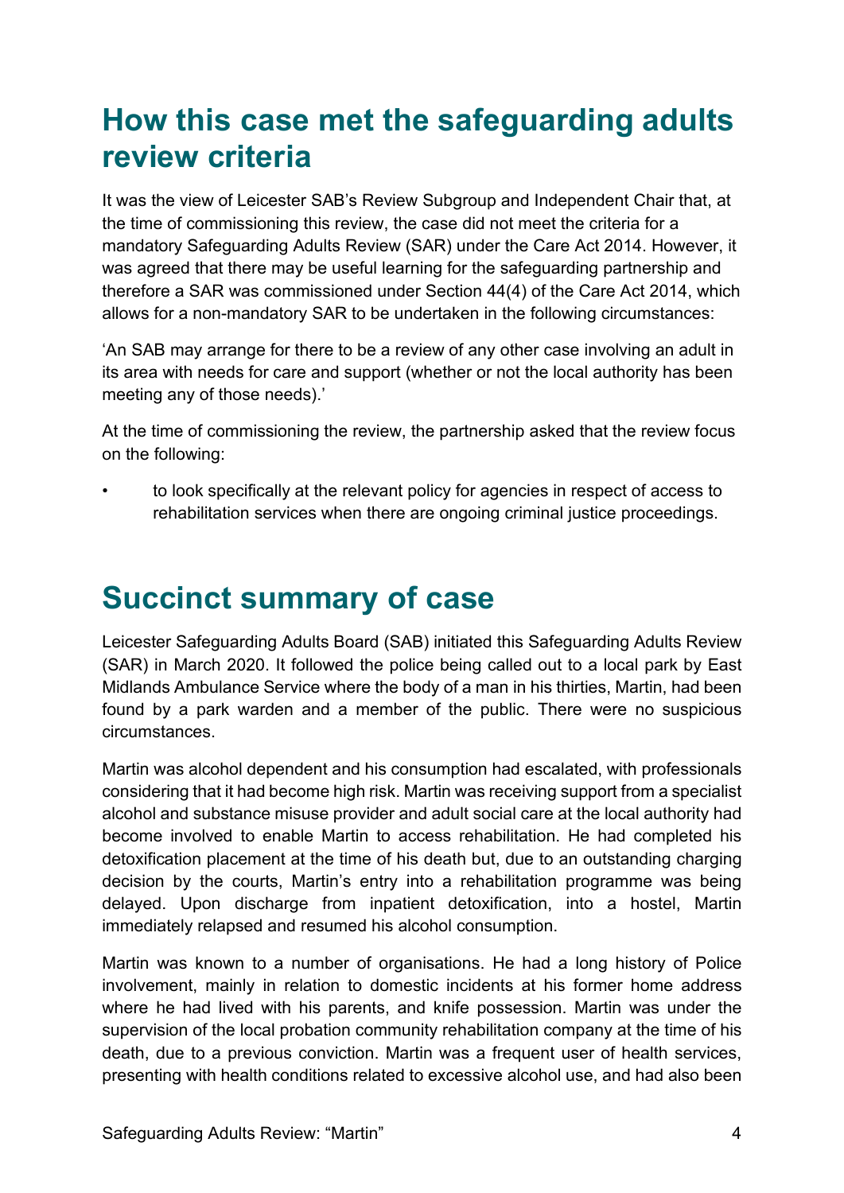# How this case met the safeguarding adults review criteria

It was the view of Leicester SAB's Review Subgroup and Independent Chair that, at the time of commissioning this review, the case did not meet the criteria for a mandatory Safeguarding Adults Review (SAR) under the Care Act 2014. However, it was agreed that there may be useful learning for the safeguarding partnership and therefore a SAR was commissioned under Section 44(4) of the Care Act 2014, which allows for a non-mandatory SAR to be undertaken in the following circumstances:

'An SAB may arrange for there to be a review of any other case involving an adult in its area with needs for care and support (whether or not the local authority has been meeting any of those needs).'

At the time of commissioning the review, the partnership asked that the review focus on the following:

- to look specifically at the relevant policy for agencies in respect of access to rehabilitation services when there are ongoing criminal justice proceedings.

# Succinct summary of case

Leicester Safeguarding Adults Board (SAB) initiated this Safeguarding Adults Review (SAR) in March 2020. It followed the police being called out to a local park by East Midlands Ambulance Service where the body of a man in his thirties, Martin, had been found by a park warden and a member of the public. There were no suspicious circumstances.

Martin was alcohol dependent and his consumption had escalated, with professionals considering that it had become high risk. Martin was receiving support from a specialist alcohol and substance misuse provider and adult social care at the local authority had become involved to enable Martin to access rehabilitation. He had completed his detoxification placement at the time of his death but, due to an outstanding charging decision by the courts, Martin's entry into a rehabilitation programme was being delayed. Upon discharge from inpatient detoxification, into a hostel, Martin immediately relapsed and resumed his alcohol consumption.

Martin was known to a number of organisations. He had a long history of Police involvement, mainly in relation to domestic incidents at his former home address where he had lived with his parents, and knife possession. Martin was under the supervision of the local probation community rehabilitation company at the time of his death, due to a previous conviction. Martin was a frequent user of health services, presenting with health conditions related to excessive alcohol use, and had also been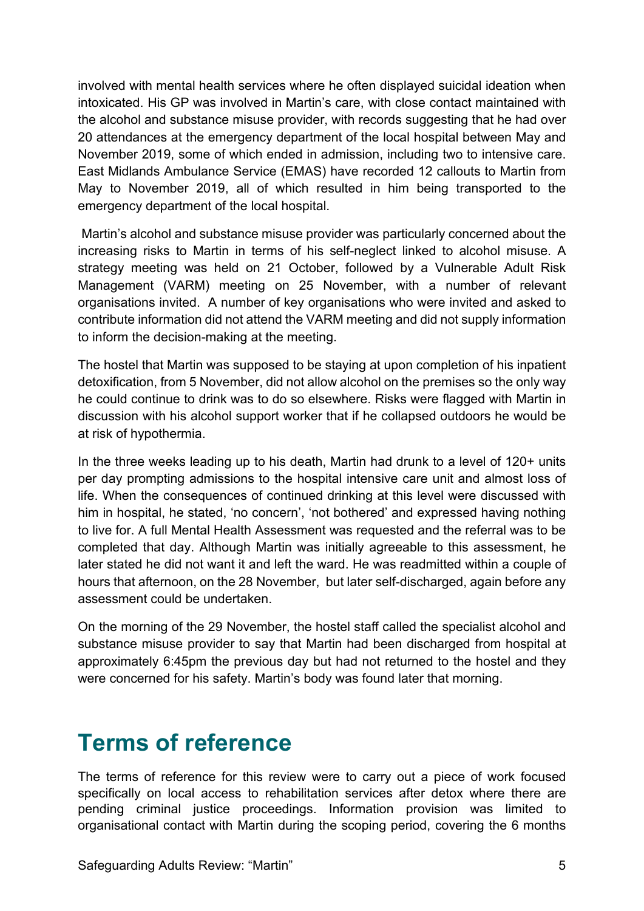involved with mental health services where he often displayed suicidal ideation when intoxicated. His GP was involved in Martin's care, with close contact maintained with the alcohol and substance misuse provider, with records suggesting that he had over 20 attendances at the emergency department of the local hospital between May and November 2019, some of which ended in admission, including two to intensive care. East Midlands Ambulance Service (EMAS) have recorded 12 callouts to Martin from May to November 2019, all of which resulted in him being transported to the emergency department of the local hospital.

Martin's alcohol and substance misuse provider was particularly concerned about the increasing risks to Martin in terms of his self-neglect linked to alcohol misuse. A strategy meeting was held on 21 October, followed by a Vulnerable Adult Risk Management (VARM) meeting on 25 November, with a number of relevant organisations invited. A number of key organisations who were invited and asked to contribute information did not attend the VARM meeting and did not supply information to inform the decision-making at the meeting.

The hostel that Martin was supposed to be staying at upon completion of his inpatient detoxification, from 5 November, did not allow alcohol on the premises so the only way he could continue to drink was to do so elsewhere. Risks were flagged with Martin in discussion with his alcohol support worker that if he collapsed outdoors he would be at risk of hypothermia.

In the three weeks leading up to his death, Martin had drunk to a level of 120+ units per day prompting admissions to the hospital intensive care unit and almost loss of life. When the consequences of continued drinking at this level were discussed with him in hospital, he stated, 'no concern', 'not bothered' and expressed having nothing to live for. A full Mental Health Assessment was requested and the referral was to be completed that day. Although Martin was initially agreeable to this assessment, he later stated he did not want it and left the ward. He was readmitted within a couple of hours that afternoon, on the 28 November, but later self-discharged, again before any assessment could be undertaken.

On the morning of the 29 November, the hostel staff called the specialist alcohol and substance misuse provider to say that Martin had been discharged from hospital at approximately 6:45pm the previous day but had not returned to the hostel and they were concerned for his safety. Martin's body was found later that morning.

# Terms of reference

The terms of reference for this review were to carry out a piece of work focused specifically on local access to rehabilitation services after detox where there are pending criminal justice proceedings. Information provision was limited to organisational contact with Martin during the scoping period, covering the 6 months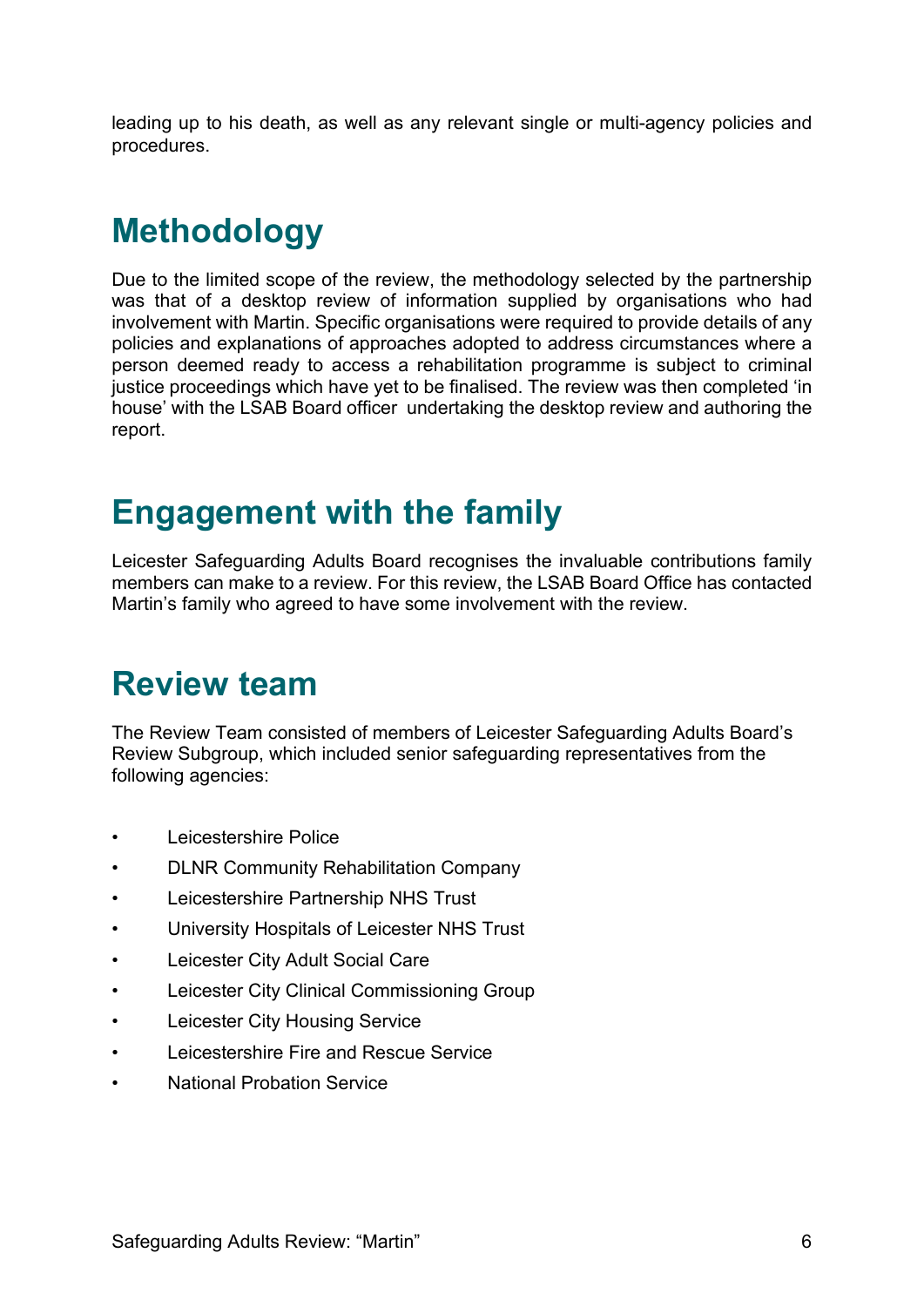leading up to his death, as well as any relevant single or multi-agency policies and procedures.

## Methodology

Due to the limited scope of the review, the methodology selected by the partnership was that of a desktop review of information supplied by organisations who had involvement with Martin. Specific organisations were required to provide details of any policies and explanations of approaches adopted to address circumstances where a person deemed ready to access a rehabilitation programme is subject to criminal justice proceedings which have yet to be finalised. The review was then completed 'in house' with the LSAB Board officer undertaking the desktop review and authoring the report.

## Engagement with the family

Leicester Safeguarding Adults Board recognises the invaluable contributions family members can make to a review. For this review, the LSAB Board Office has contacted Martin's family who agreed to have some involvement with the review.

## Review team

The Review Team consisted of members of Leicester Safeguarding Adults Board's Review Subgroup, which included senior safeguarding representatives from the following agencies:

- Leicestershire Police
- DLNR Community Rehabilitation Company
- Leicestershire Partnership NHS Trust
- University Hospitals of Leicester NHS Trust
- Leicester City Adult Social Care
- Leicester City Clinical Commissioning Group
- Leicester City Housing Service
- Leicestershire Fire and Rescue Service
- National Probation Service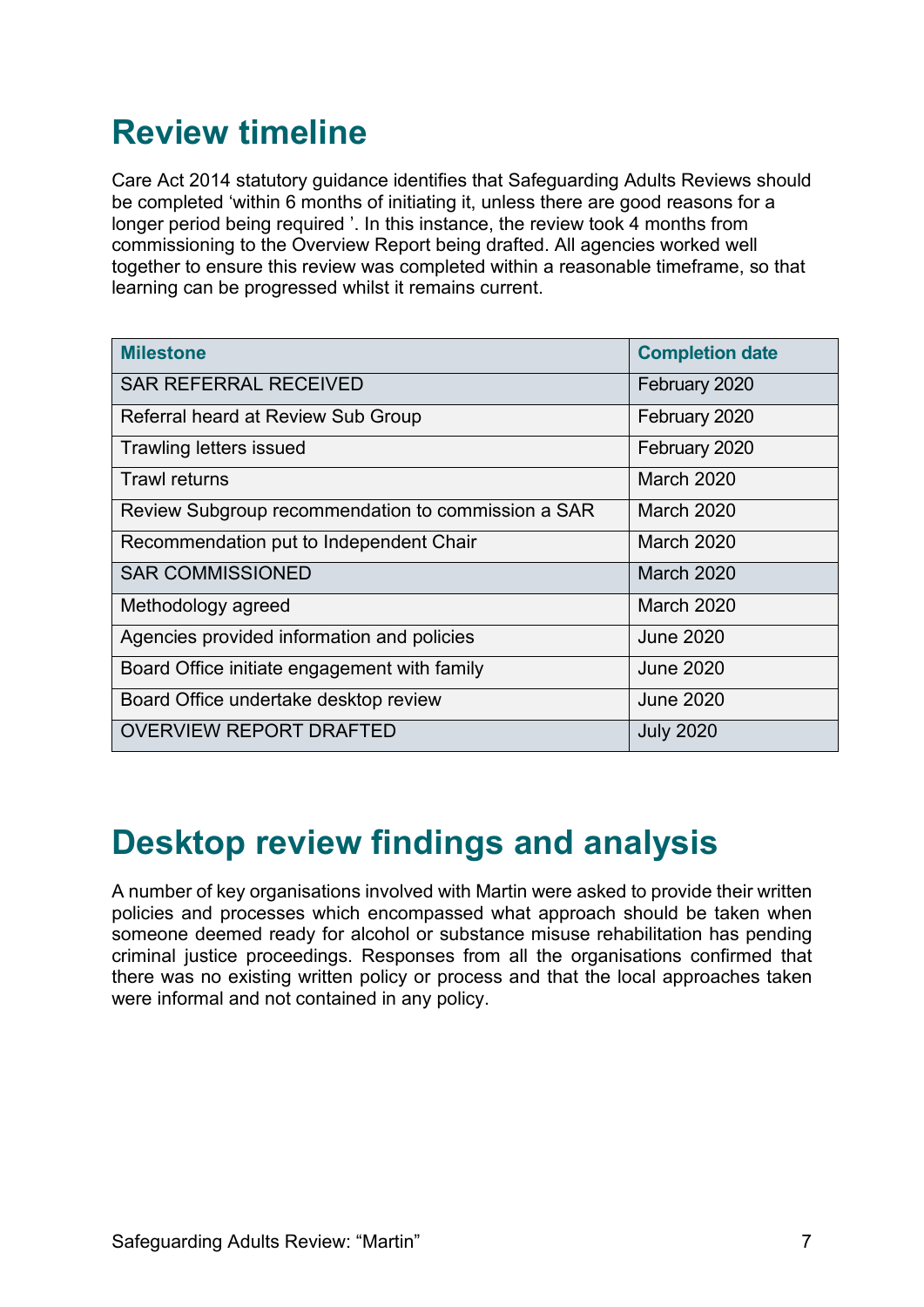# Review timeline

Care Act 2014 statutory guidance identifies that Safeguarding Adults Reviews should be completed 'within 6 months of initiating it, unless there are good reasons for a longer period being required '. In this instance, the review took 4 months from commissioning to the Overview Report being drafted. All agencies worked well together to ensure this review was completed within a reasonable timeframe, so that learning can be progressed whilst it remains current.

| Milestone | Completion date |
|---|---|
| SAR REFERRAL RECEIVED | February 2020 |
| Referral heard at Review Sub Group | February 2020 |
| Trawling letters issued | February 2020 |
| Trawl returns | March 2020 |
| Review Subgroup recommendation to commission a SAR | March 2020 |
| Recommendation put to Independent Chair | March 2020 |
| SAR COMMISSIONED | March 2020 |
| Methodology agreed | March 2020 |
| Agencies provided information and policies | June 2020 |
| Board Office initiate engagement with family | June 2020 |
| Board Office undertake desktop review | June 2020 |
| OVERVIEW REPORT DRAFTED | July 2020 |

# Desktop review findings and analysis

A number of key organisations involved with Martin were asked to provide their written policies and processes which encompassed what approach should be taken when someone deemed ready for alcohol or substance misuse rehabilitation has pending criminal justice proceedings. Responses from all the organisations confirmed that there was no existing written policy or process and that the local approaches taken were informal and not contained in any policy.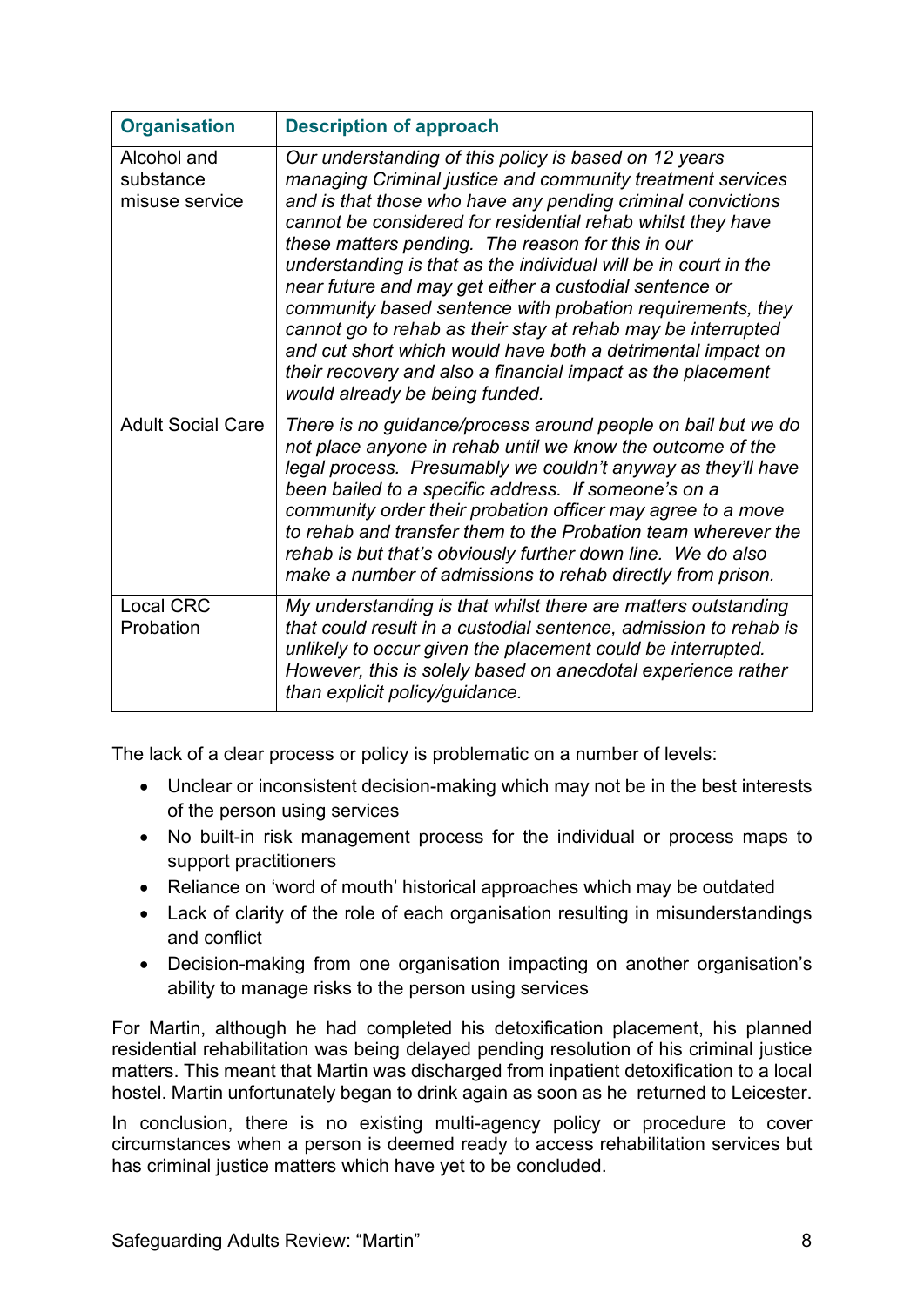| Organisation | Description of approach |
|---|---|
| Alcohol and substance misuse service | *Our understanding of this policy is based on 12 years managing Criminal justice and community treatment services and is that those who have any pending criminal convictions cannot be considered for residential rehab whilst they have these matters pending. The reason for this in our understanding is that as the individual will be in court in the near future and may get either a custodial sentence or community based sentence with probation requirements, they cannot go to rehab as their stay at rehab may be interrupted and cut short which would have both a detrimental impact on their recovery and also a financial impact as the placement would already be being funded.* |
| Adult Social Care | *There is no guidance/process around people on bail but we do not place anyone in rehab until we know the outcome of the legal process. Presumably we couldn't anyway as they'll have been bailed to a specific address. If someone's on a community order their probation officer may agree to a move to rehab and transfer them to the Probation team wherever the rehab is but that's obviously further down line. We do also make a number of admissions to rehab directly from prison.* |
| Local CRC Probation | *My understanding is that whilst there are matters outstanding that could result in a custodial sentence, admission to rehab is unlikely to occur given the placement could be interrupted. However, this is solely based on anecdotal experience rather than explicit policy/guidance.* |

The lack of a clear process or policy is problematic on a number of levels:

- Unclear or inconsistent decision-making which may not be in the best interests of the person using services
- No built-in risk management process for the individual or process maps to support practitioners
- Reliance on 'word of mouth' historical approaches which may be outdated
- Lack of clarity of the role of each organisation resulting in misunderstandings and conflict
- Decision-making from one organisation impacting on another organisation's ability to manage risks to the person using services

For Martin, although he had completed his detoxification placement, his planned residential rehabilitation was being delayed pending resolution of his criminal justice matters. This meant that Martin was discharged from inpatient detoxification to a local hostel. Martin unfortunately began to drink again as soon as he returned to Leicester.

In conclusion, there is no existing multi-agency policy or procedure to cover circumstances when a person is deemed ready to access rehabilitation services but has criminal justice matters which have yet to be concluded.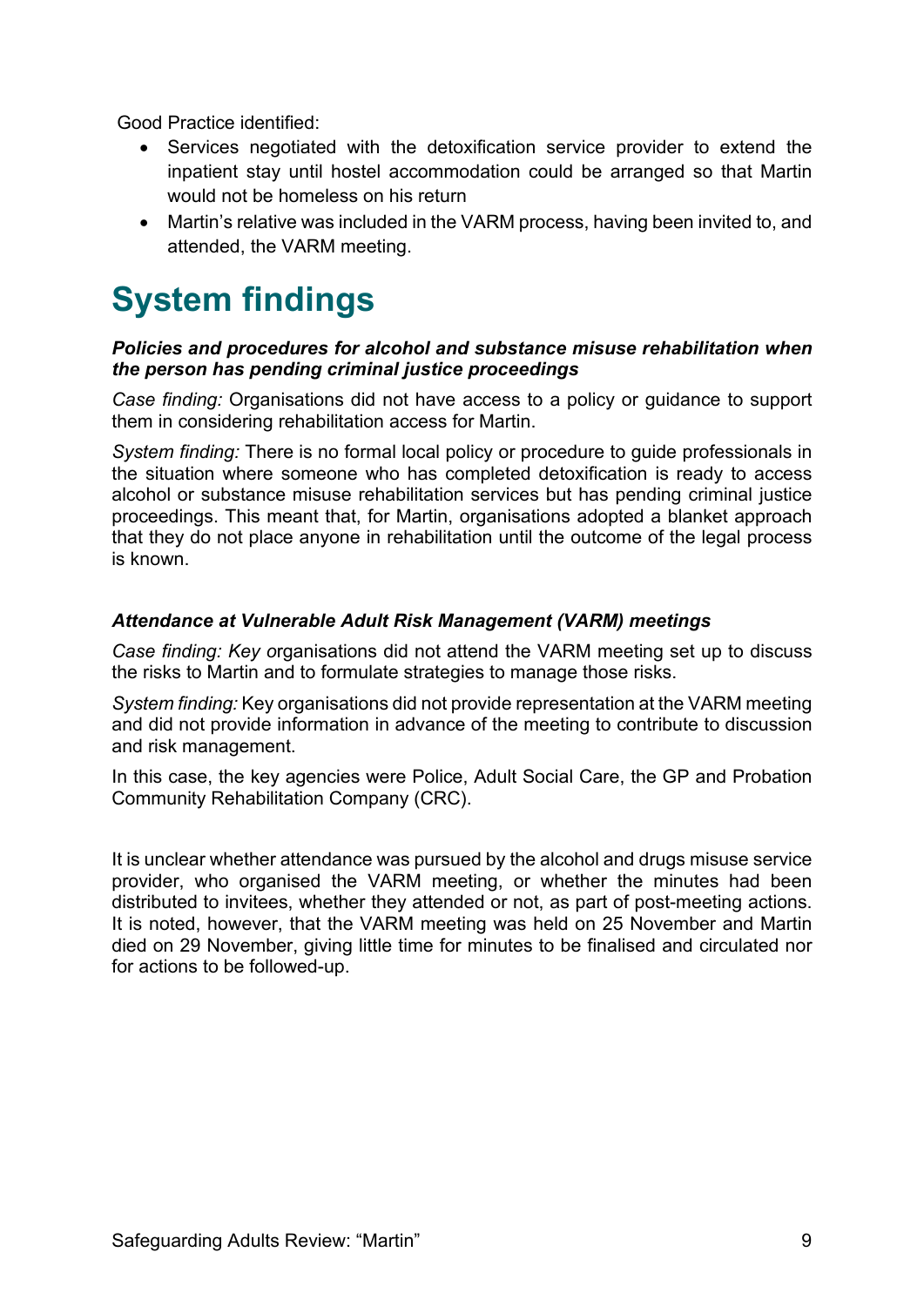Good Practice identified:

- Services negotiated with the detoxification service provider to extend the inpatient stay until hostel accommodation could be arranged so that Martin would not be homeless on his return
- Martin's relative was included in the VARM process, having been invited to, and attended, the VARM meeting.

# System findings

***Policies and procedures for alcohol and substance misuse rehabilitation when the person has pending criminal justice proceedings***

*Case finding:* Organisations did not have access to a policy or guidance to support them in considering rehabilitation access for Martin.

*System finding:* There is no formal local policy or procedure to guide professionals in the situation where someone who has completed detoxification is ready to access alcohol or substance misuse rehabilitation services but has pending criminal justice proceedings. This meant that, for Martin, organisations adopted a blanket approach that they do not place anyone in rehabilitation until the outcome of the legal process is known.

***Attendance at Vulnerable Adult Risk Management (VARM) meetings***

*Case finding: Key o*rganisations did not attend the VARM meeting set up to discuss the risks to Martin and to formulate strategies to manage those risks.

*System finding:* Key organisations did not provide representation at the VARM meeting and did not provide information in advance of the meeting to contribute to discussion and risk management.

In this case, the key agencies were Police, Adult Social Care, the GP and Probation Community Rehabilitation Company (CRC).

It is unclear whether attendance was pursued by the alcohol and drugs misuse service provider, who organised the VARM meeting, or whether the minutes had been distributed to invitees, whether they attended or not, as part of post-meeting actions. It is noted, however, that the VARM meeting was held on 25 November and Martin died on 29 November, giving little time for minutes to be finalised and circulated nor for actions to be followed-up.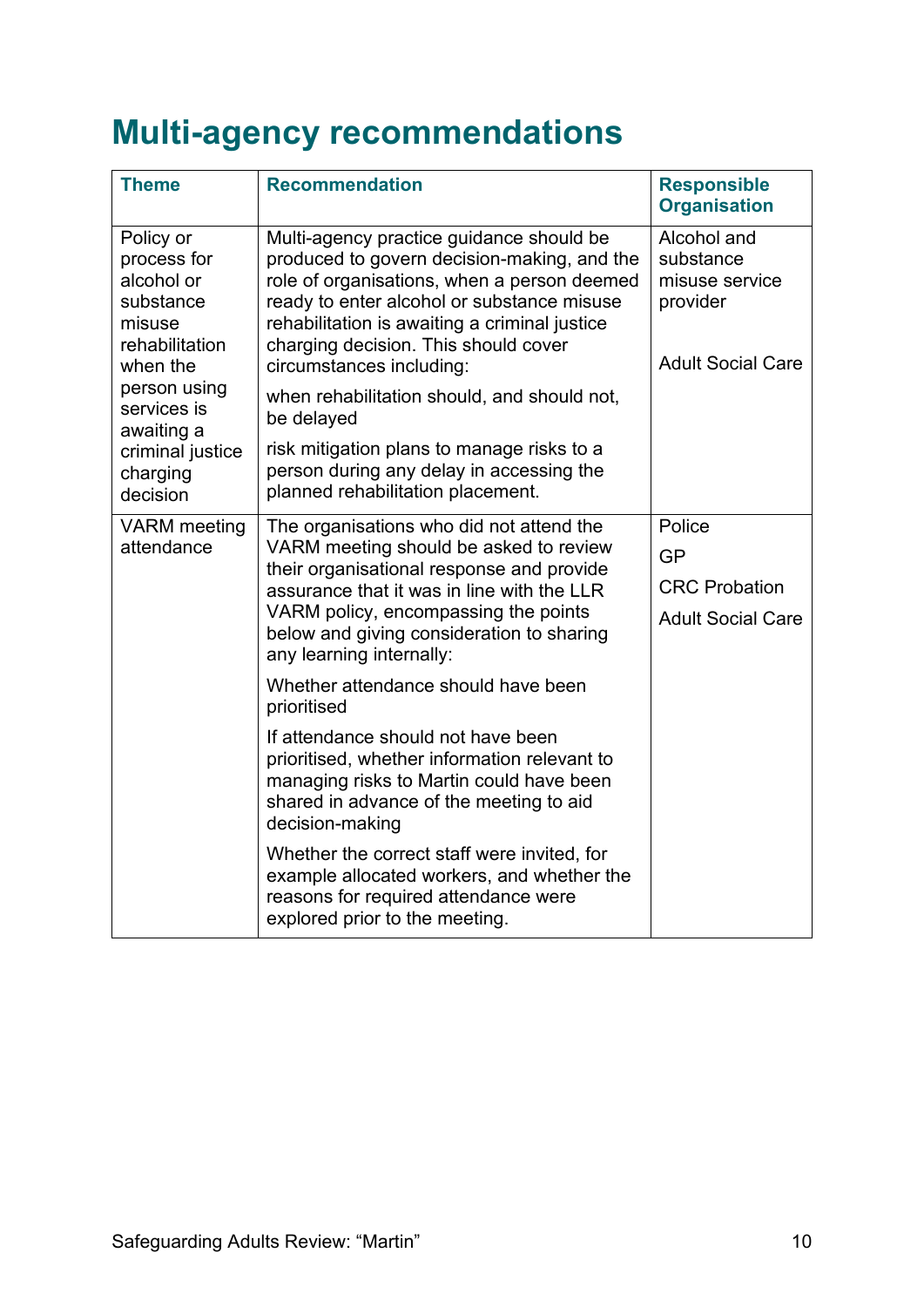# Multi-agency recommendations

| Theme | Recommendation | Responsible Organisation |
|---|---|---|
| Policy or process for alcohol or substance misuse rehabilitation when the person using services is awaiting a criminal justice charging decision | Multi-agency practice guidance should be produced to govern decision-making, and the role of organisations, when a person deemed ready to enter alcohol or substance misuse rehabilitation is awaiting a criminal justice charging decision. This should cover circumstances including:<br><br>when rehabilitation should, and should not, be delayed<br><br>risk mitigation plans to manage risks to a person during any delay in accessing the planned rehabilitation placement. | Alcohol and substance misuse service provider<br><br>Adult Social Care |
| VARM meeting attendance | The organisations who did not attend the VARM meeting should be asked to review their organisational response and provide assurance that it was in line with the LLR VARM policy, encompassing the points below and giving consideration to sharing any learning internally:<br><br>Whether attendance should have been prioritised<br><br>If attendance should not have been prioritised, whether information relevant to managing risks to Martin could have been shared in advance of the meeting to aid decision-making<br><br>Whether the correct staff were invited, for example allocated workers, and whether the reasons for required attendance were explored prior to the meeting. | Police<br><br>GP<br><br>CRC Probation<br><br>Adult Social Care |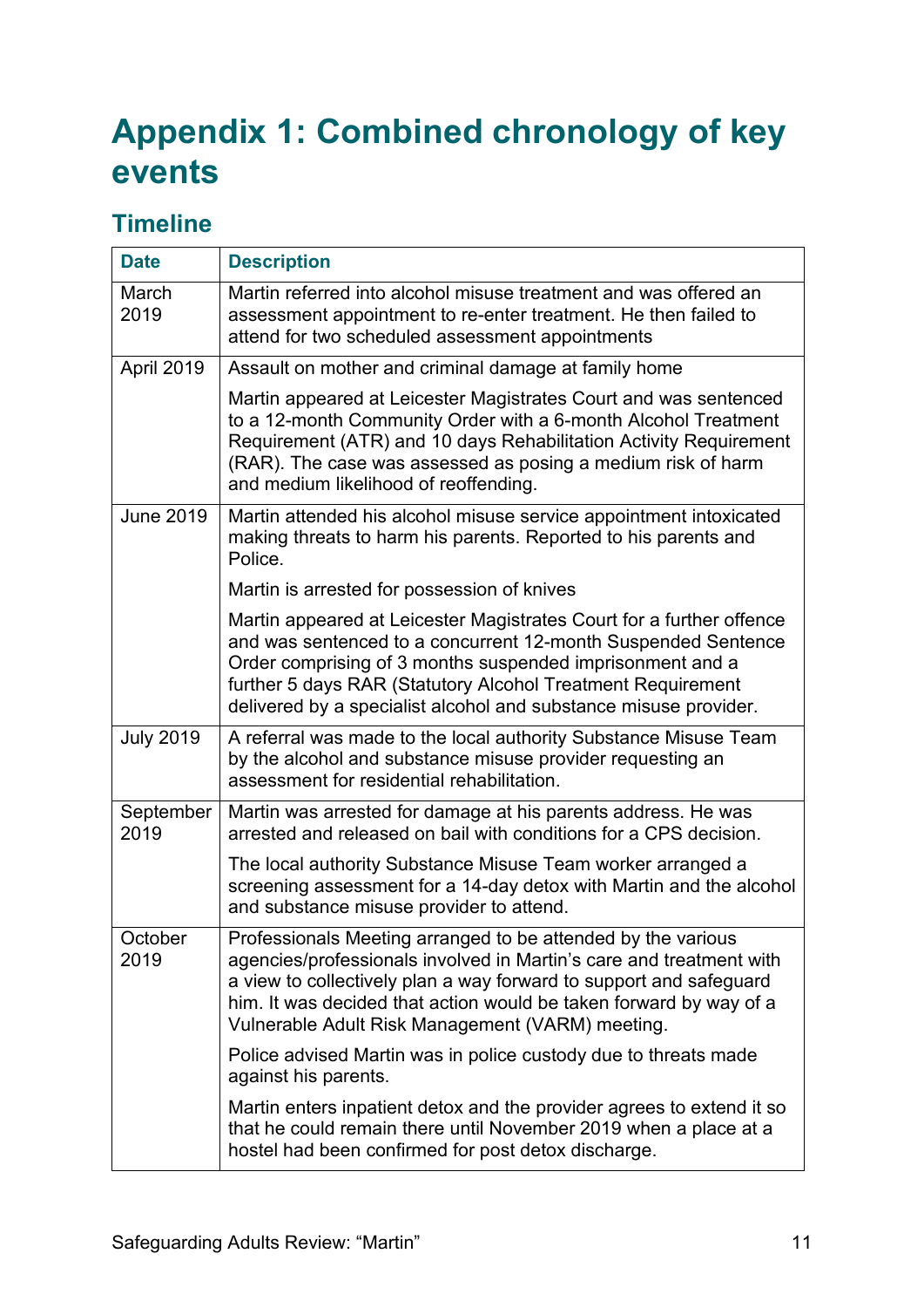# Appendix 1: Combined chronology of key events

## Timeline

| Date | Description |
|---|---|
| March 2019 | Martin referred into alcohol misuse treatment and was offered an assessment appointment to re-enter treatment. He then failed to attend for two scheduled assessment appointments |
| April 2019 | Assault on mother and criminal damage at family home<br><br>Martin appeared at Leicester Magistrates Court and was sentenced to a 12-month Community Order with a 6-month Alcohol Treatment Requirement (ATR) and 10 days Rehabilitation Activity Requirement (RAR). The case was assessed as posing a medium risk of harm and medium likelihood of reoffending. |
| June 2019 | Martin attended his alcohol misuse service appointment intoxicated making threats to harm his parents. Reported to his parents and Police.<br><br>Martin is arrested for possession of knives<br><br>Martin appeared at Leicester Magistrates Court for a further offence and was sentenced to a concurrent 12-month Suspended Sentence Order comprising of 3 months suspended imprisonment and a further 5 days RAR (Statutory Alcohol Treatment Requirement delivered by a specialist alcohol and substance misuse provider. |
| July 2019 | A referral was made to the local authority Substance Misuse Team by the alcohol and substance misuse provider requesting an assessment for residential rehabilitation. |
| September 2019 | Martin was arrested for damage at his parents address. He was arrested and released on bail with conditions for a CPS decision.<br><br>The local authority Substance Misuse Team worker arranged a screening assessment for a 14-day detox with Martin and the alcohol and substance misuse provider to attend. |
| October 2019 | Professionals Meeting arranged to be attended by the various agencies/professionals involved in Martin's care and treatment with a view to collectively plan a way forward to support and safeguard him. It was decided that action would be taken forward by way of a Vulnerable Adult Risk Management (VARM) meeting.<br><br>Police advised Martin was in police custody due to threats made against his parents.<br><br>Martin enters inpatient detox and the provider agrees to extend it so that he could remain there until November 2019 when a place at a hostel had been confirmed for post detox discharge. |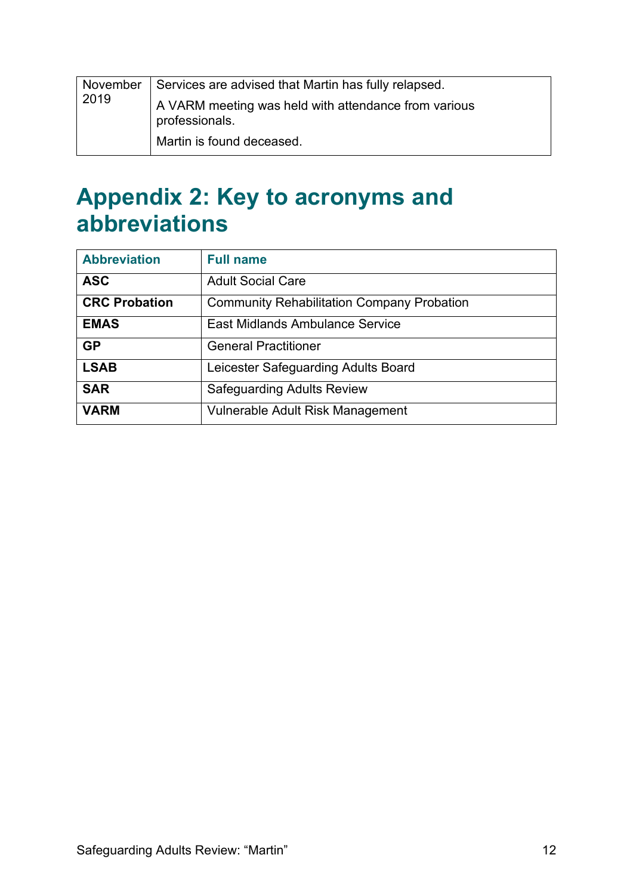| | |
|---|---|
| November 2019 | Services are advised that Martin has fully relapsed.<br>A VARM meeting was held with attendance from various professionals.<br>Martin is found deceased. |

# Appendix 2: Key to acronyms and abbreviations

| Abbreviation | Full name |
|---|---|
| **ASC** | Adult Social Care |
| **CRC Probation** | Community Rehabilitation Company Probation |
| **EMAS** | East Midlands Ambulance Service |
| **GP** | General Practitioner |
| **LSAB** | Leicester Safeguarding Adults Board |
| **SAR** | Safeguarding Adults Review |
| **VARM** | Vulnerable Adult Risk Management |